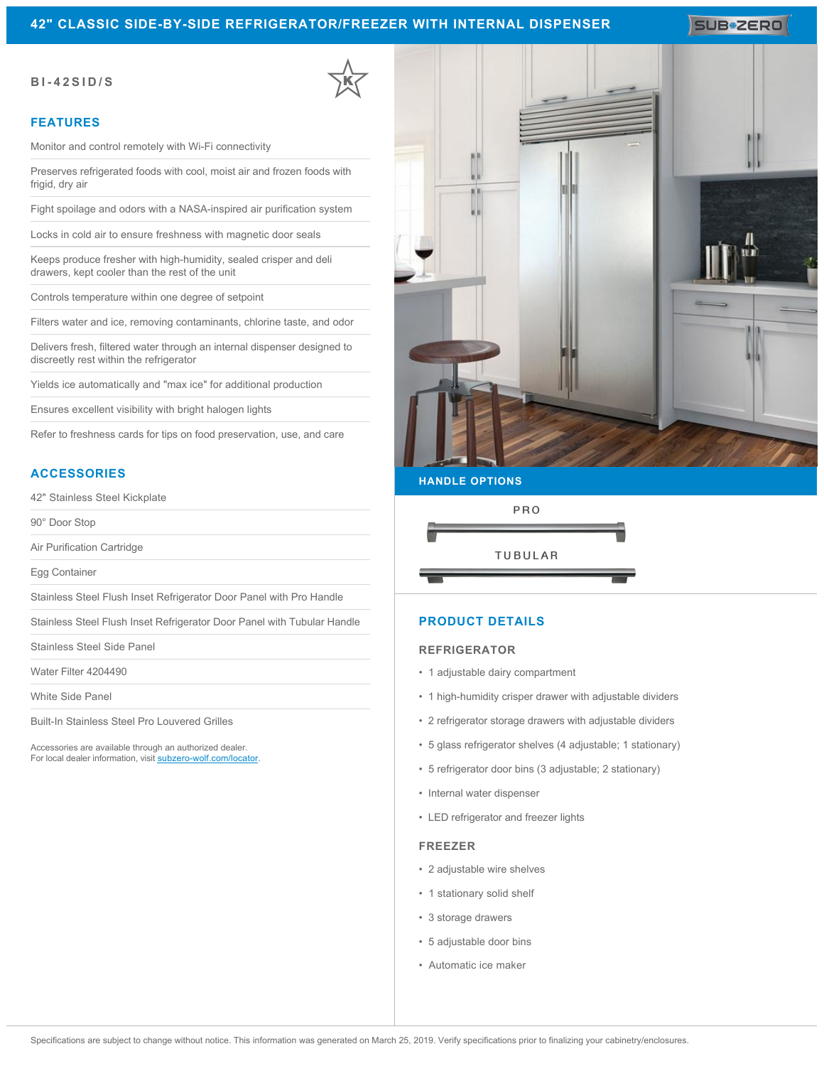# 42" CLASSIC SIDE-BY-SIDE REFRIGERATOR/FREEZER WITH INTERNAL DISPENSER

SUB-ZERO

**BI-42SID/S**

## FEATURES

- Monitor and control remotely with Wi-Fi connectivity
- Preserves refrigerated foods with cool, moist air and frozen foods with frigid, dry air
- Fight spoilage and odors with a NASA-inspired air purification system
- Locks in cold air to ensure freshness with magnetic door seals
- Keeps produce fresher with high-humidity, sealed crisper and deli drawers, kept cooler than the rest of the unit
- Controls temperature within one degree of setpoint
- Filters water and ice, removing contaminants, chlorine taste, and odor
- Delivers fresh, filtered water through an internal dispenser designed to discreetly rest within the refrigerator
- Yields ice automatically and "max ice" for additional production
- Ensures excellent visibility with bright halogen lights
- Refer to freshness cards for tips on food preservation, use, and care

## ACCESSORIES

- 42" Stainless Steel Kickplate
- 90° Door Stop
- Air Purification Cartridge
- Egg Container
- Stainless Steel Flush Inset Refrigerator Door Panel with Pro Handle
- Stainless Steel Flush Inset Refrigerator Door Panel with Tubular Handle
- Stainless Steel Side Panel
- Water Filter 4204490
- White Side Panel
- Built-In Stainless Steel Pro Louvered Grilles

Accessories are available through an authorized dealer.
For local dealer information, visit [subzero-wolf.com/locator](subzero-wolf.com/locator).

## HANDLE OPTIONS

PRO

TUBULAR

## PRODUCT DETAILS

### REFRIGERATOR

- 1 adjustable dairy compartment
- 1 high-humidity crisper drawer with adjustable dividers
- 2 refrigerator storage drawers with adjustable dividers
- 5 glass refrigerator shelves (4 adjustable; 1 stationary)
- 5 refrigerator door bins (3 adjustable; 2 stationary)
- Internal water dispenser
- LED refrigerator and freezer lights

### FREEZER

- 2 adjustable wire shelves
- 1 stationary solid shelf
- 3 storage drawers
- 5 adjustable door bins
- Automatic ice maker

Specifications are subject to change without notice. This information was generated on March 25, 2019. Verify specifications prior to finalizing your cabinetry/enclosures.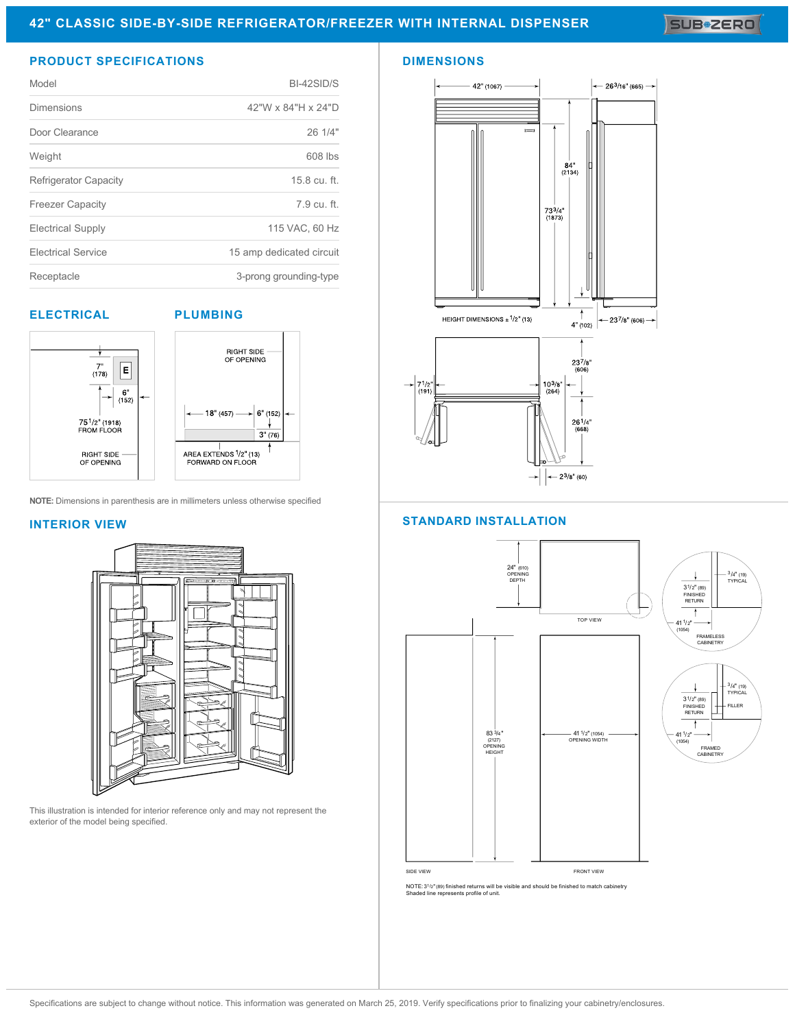# 42" CLASSIC SIDE-BY-SIDE REFRIGERATOR/FREEZER WITH INTERNAL DISPENSER

## PRODUCT SPECIFICATIONS

| | |
|---|---|
| Model | BI-42SID/S |
| Dimensions | 42"W x 84"H x 24"D |
| Door Clearance | 26 1/4" |
| Weight | 608 lbs |
| Refrigerator Capacity | 15.8 cu. ft. |
| Freezer Capacity | 7.9 cu. ft. |
| Electrical Supply | 115 VAC, 60 Hz |
| Electrical Service | 15 amp dedicated circuit |
| Receptacle | 3-prong grounding-type |

## ELECTRICAL

7" (178)
E
6" (152)
75 1/2" (1918) FROM FLOOR
RIGHT SIDE OF OPENING

## PLUMBING

RIGHT SIDE OF OPENING
18" (457)
6" (152)
3" (76)
AREA EXTENDS 1/2" (13) FORWARD ON FLOOR

**NOTE:** Dimensions in parenthesis are in millimeters unless otherwise specified

## INTERIOR VIEW

This illustration is intended for interior reference only and may not represent the exterior of the model being specified.

## DIMENSIONS

42" (1067)
26 3/16" (665)
84" (2134)
73 3/4" (1873)
HEIGHT DIMENSIONS ± 1/2" (13)
4" (102)
23 7/8" (606)
23 7/8" (606)
7 1/2" (191)
10 3/8" (264)
26 1/4" (668)
2 3/8" (60)

## STANDARD INSTALLATION

24" (610) OPENING DEPTH
TOP VIEW
3/4" (19) TYPICAL
3 1/2" (89) FINISHED RETURN
41 1/2" (1054)
FRAMELESS CABINETRY
3/4" (19) TYPICAL
3 1/2" (89) FINISHED RETURN
FILLER
41 1/2" (1054)
FRAMED CABINETRY
83 3/4" (2127) OPENING HEIGHT
41 1/2" (1054) OPENING WIDTH
SIDE VIEW
FRONT VIEW

NOTE: 3 1/2" (89) finished returns will be visible and should be finished to match cabinetry
Shaded line represents profile of unit.

Specifications are subject to change without notice. This information was generated on March 25, 2019. Verify specifications prior to finalizing your cabinetry/enclosures.